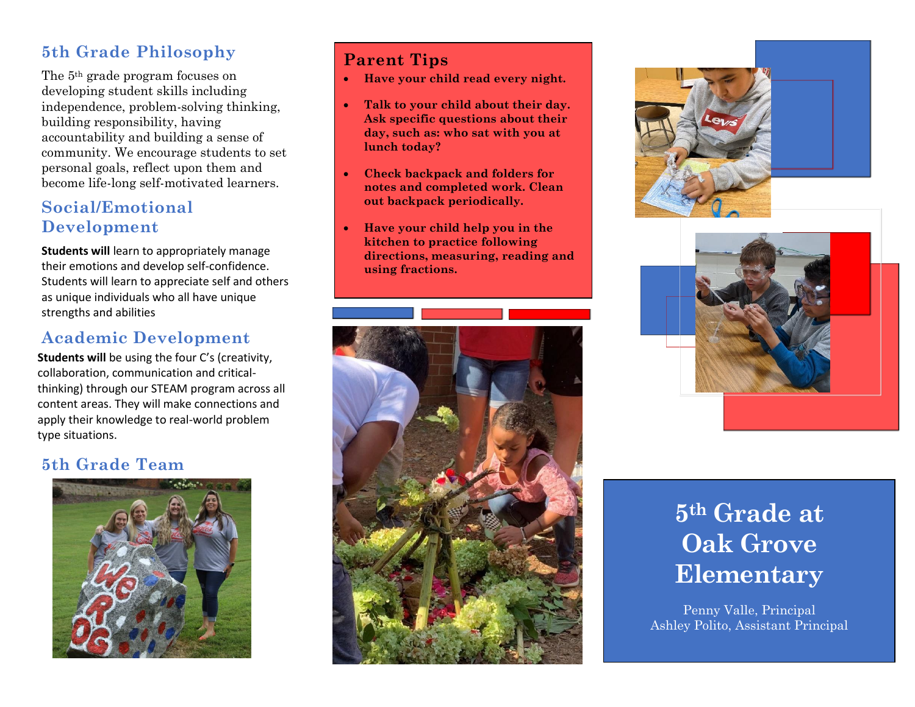## 5th Grade Philosophy

The 5th grade program focuses on developing student skills including independence, problem-solving thinking, building responsibility, having accountability and building a sense of community. We encourage students to set personal goals, reflect upon them and become life-long self-motivated learners.

## Social/Emotional Development

**Students will** learn to appropriately manage their emotions and develop self-confidence. Students will learn to appreciate self and others as unique individuals who all have unique strengths and abilities

## Academic Development

**Students will** be using the four C's (creativity, collaboration, communication and critical-thinking) through our STEAM program across all content areas. They will make connections and apply their knowledge to real-world problem type situations.

## 5th Grade Team

## Parent Tips

- **Have your child read every night.**
- **Talk to your child about their day. Ask specific questions about their day, such as: who sat with you at lunch today?**
- **Check backpack and folders for notes and completed work. Clean out backpack periodically.**
- **Have your child help you in the kitchen to practice following directions, measuring, reading and using fractions.**

# 5th Grade at Oak Grove Elementary

Penny Valle, Principal
Ashley Polito, Assistant Principal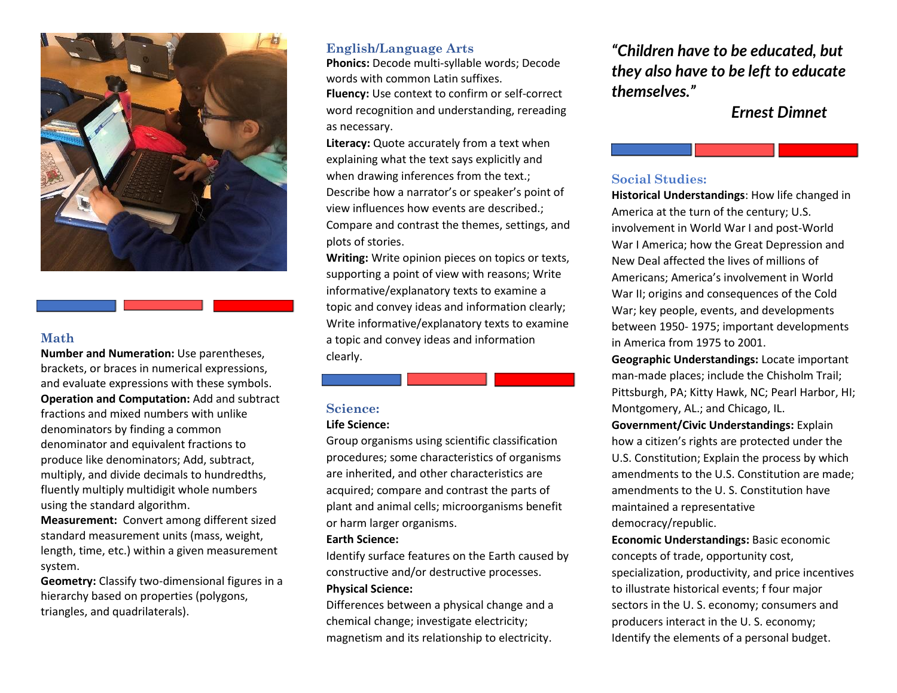## Math

**Number and Numeration:** Use parentheses, brackets, or braces in numerical expressions, and evaluate expressions with these symbols.
**Operation and Computation:** Add and subtract fractions and mixed numbers with unlike denominators by finding a common denominator and equivalent fractions to produce like denominators; Add, subtract, multiply, and divide decimals to hundredths, fluently multiply multidigit whole numbers using the standard algorithm.
**Measurement:** Convert among different sized standard measurement units (mass, weight, length, time, etc.) within a given measurement system.
**Geometry:** Classify two-dimensional figures in a hierarchy based on properties (polygons, triangles, and quadrilaterals).

## English/Language Arts

**Phonics:** Decode multi-syllable words; Decode words with common Latin suffixes.
**Fluency:** Use context to confirm or self-correct word recognition and understanding, rereading as necessary.
**Literacy:** Quote accurately from a text when explaining what the text says explicitly and when drawing inferences from the text.; Describe how a narrator's or speaker's point of view influences how events are described.; Compare and contrast the themes, settings, and plots of stories.
**Writing:** Write opinion pieces on topics or texts, supporting a point of view with reasons; Write informative/explanatory texts to examine a topic and convey ideas and information clearly; Write informative/explanatory texts to examine a topic and convey ideas and information clearly.

## Science:

**Life Science:**
Group organisms using scientific classification procedures; some characteristics of organisms are inherited, and other characteristics are acquired; compare and contrast the parts of plant and animal cells; microorganisms benefit or harm larger organisms.
**Earth Science:**
Identify surface features on the Earth caused by constructive and/or destructive processes.
**Physical Science:**
Differences between a physical change and a chemical change; investigate electricity; magnetism and its relationship to electricity.

***"Children have to be educated, but they also have to be left to educate themselves."***

***Ernest Dimnet***

## Social Studies:

**Historical Understandings**: How life changed in America at the turn of the century; U.S. involvement in World War I and post-World War I America; how the Great Depression and New Deal affected the lives of millions of Americans; America's involvement in World War II; origins and consequences of the Cold War; key people, events, and developments between 1950- 1975; important developments in America from 1975 to 2001.
**Geographic Understandings:** Locate important man-made places; include the Chisholm Trail; Pittsburgh, PA; Kitty Hawk, NC; Pearl Harbor, HI; Montgomery, AL.; and Chicago, IL.
**Government/Civic Understandings:** Explain how a citizen's rights are protected under the U.S. Constitution; Explain the process by which amendments to the U.S. Constitution are made; amendments to the U. S. Constitution have maintained a representative democracy/republic.
**Economic Understandings:** Basic economic concepts of trade, opportunity cost, specialization, productivity, and price incentives to illustrate historical events; f four major sectors in the U. S. economy; consumers and producers interact in the U. S. economy; Identify the elements of a personal budget.